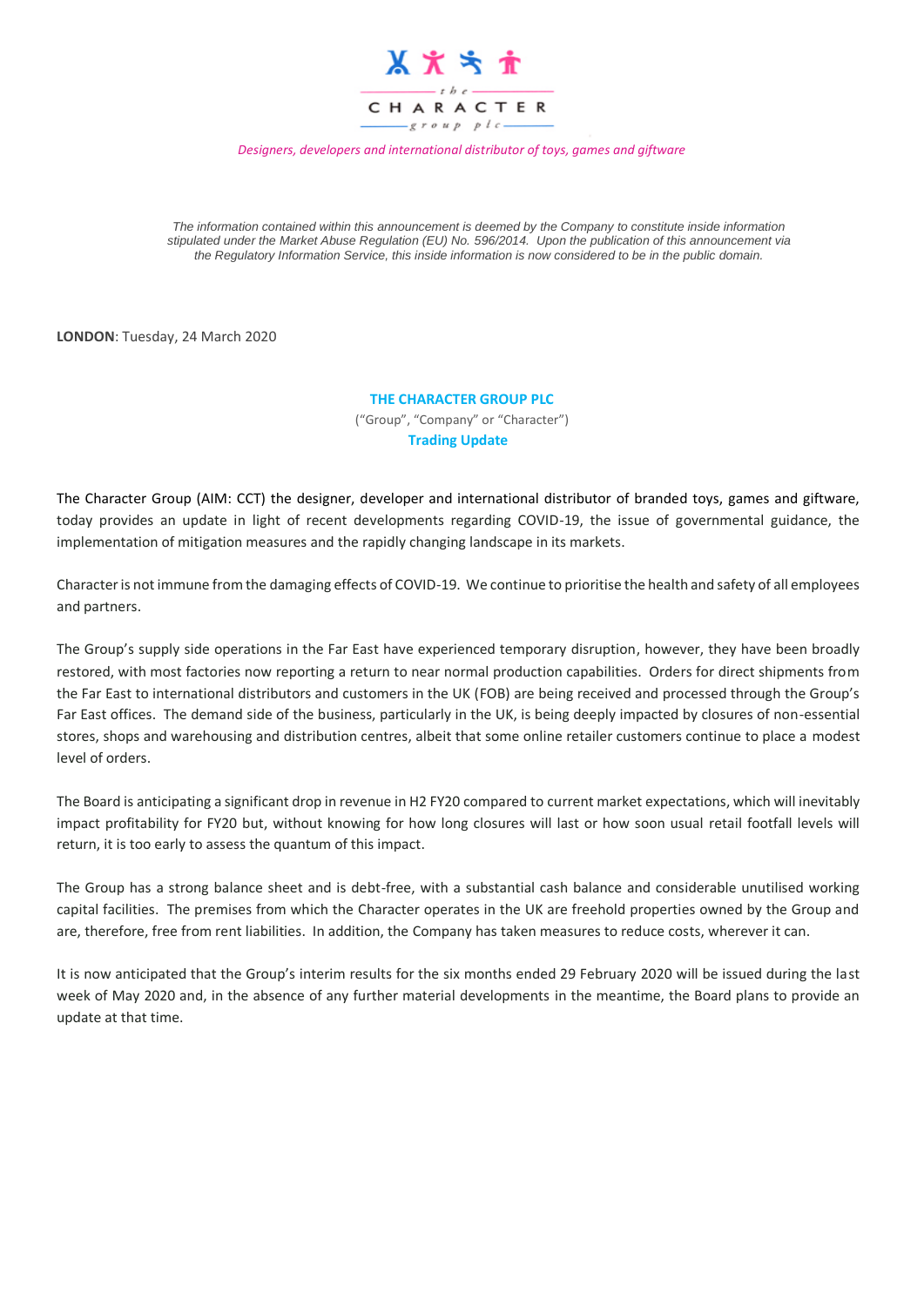the CHARACTER group plc

*Designers, developers and international distributor of toys, games and giftware*

*The information contained within this announcement is deemed by the Company to constitute inside information stipulated under the Market Abuse Regulation (EU) No. 596/2014. Upon the publication of this announcement via the Regulatory Information Service, this inside information is now considered to be in the public domain.*

**LONDON**: Tuesday, 24 March 2020

**THE CHARACTER GROUP PLC**

("Group", "Company" or "Character")

**Trading Update**

The Character Group (AIM: CCT) the designer, developer and international distributor of branded toys, games and giftware, today provides an update in light of recent developments regarding COVID-19, the issue of governmental guidance, the implementation of mitigation measures and the rapidly changing landscape in its markets.

Character is not immune from the damaging effects of COVID-19. We continue to prioritise the health and safety of all employees and partners.

The Group's supply side operations in the Far East have experienced temporary disruption, however, they have been broadly restored, with most factories now reporting a return to near normal production capabilities. Orders for direct shipments from the Far East to international distributors and customers in the UK (FOB) are being received and processed through the Group's Far East offices. The demand side of the business, particularly in the UK, is being deeply impacted by closures of non-essential stores, shops and warehousing and distribution centres, albeit that some online retailer customers continue to place a modest level of orders.

The Board is anticipating a significant drop in revenue in H2 FY20 compared to current market expectations, which will inevitably impact profitability for FY20 but, without knowing for how long closures will last or how soon usual retail footfall levels will return, it is too early to assess the quantum of this impact.

The Group has a strong balance sheet and is debt-free, with a substantial cash balance and considerable unutilised working capital facilities. The premises from which the Character operates in the UK are freehold properties owned by the Group and are, therefore, free from rent liabilities. In addition, the Company has taken measures to reduce costs, wherever it can.

It is now anticipated that the Group's interim results for the six months ended 29 February 2020 will be issued during the last week of May 2020 and, in the absence of any further material developments in the meantime, the Board plans to provide an update at that time.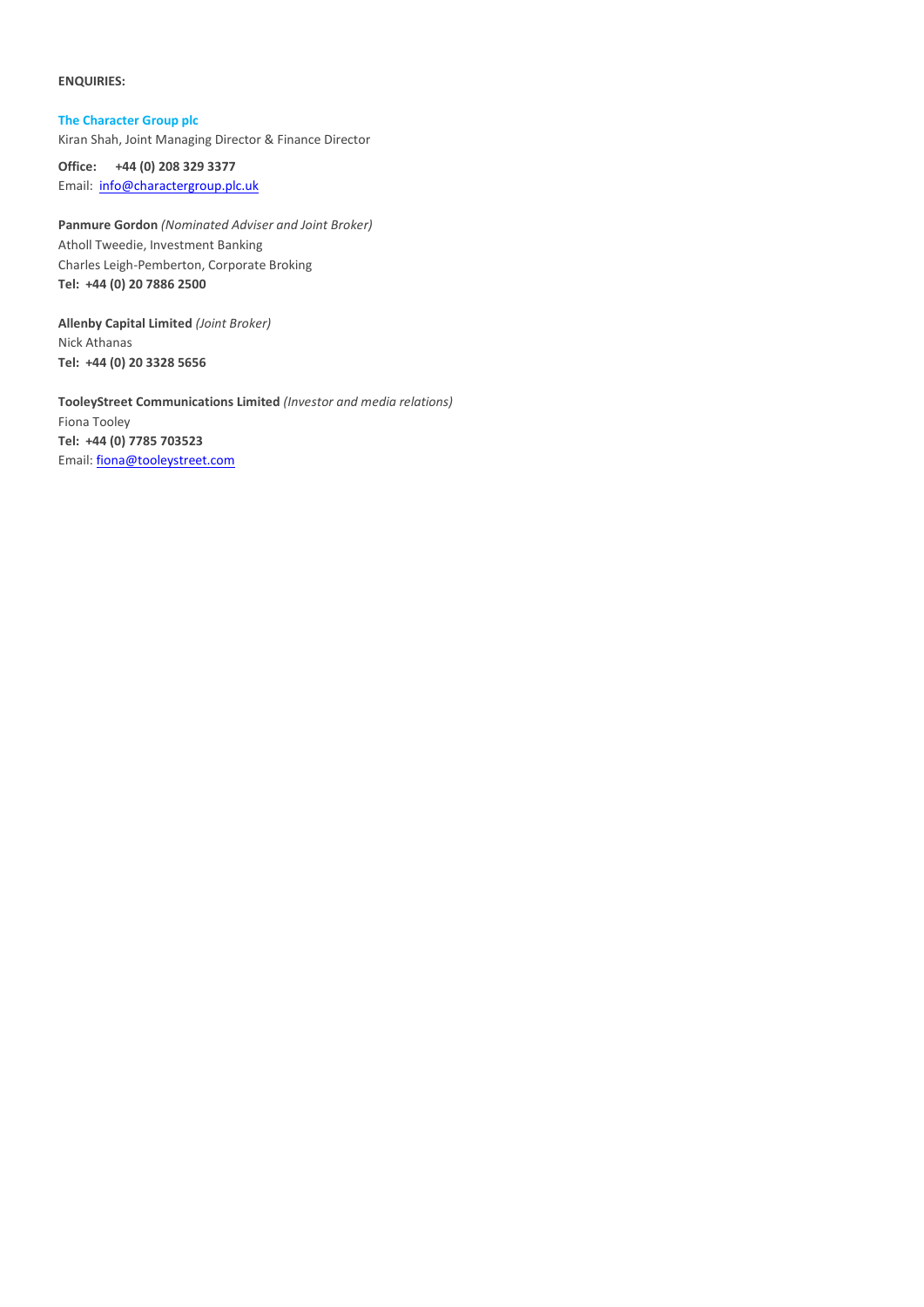**ENQUIRIES:**

**The Character Group plc**
Kiran Shah, Joint Managing Director & Finance Director

**Office: +44 (0) 208 329 3377**
Email: info@charactergroup.plc.uk

**Panmure Gordon** *(Nominated Adviser and Joint Broker)*
Atholl Tweedie, Investment Banking
Charles Leigh-Pemberton, Corporate Broking
**Tel: +44 (0) 20 7886 2500**

**Allenby Capital Limited** *(Joint Broker)*
Nick Athanas
**Tel: +44 (0) 20 3328 5656**

**TooleyStreet Communications Limited** *(Investor and media relations)*
Fiona Tooley
**Tel: +44 (0) 7785 703523**
Email: fiona@tooleystreet.com